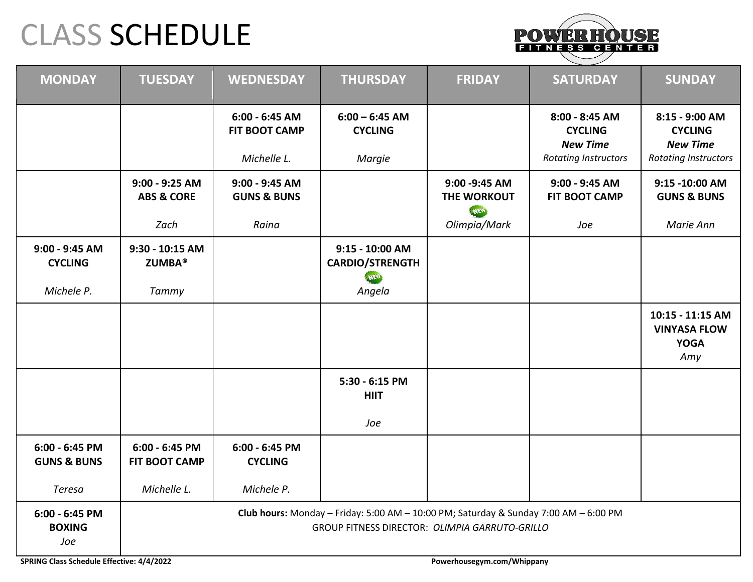# CLASS SCHEDULE

POWERHOUSE FITNESS CENTER

| MONDAY | TUESDAY | WEDNESDAY | THURSDAY | FRIDAY | SATURDAY | SUNDAY |
|---|---|---|---|---|---|---|
| | | **6:00 - 6:45 AM**<br>**FIT BOOT CAMP**<br>*Michelle L.* | **6:00 – 6:45 AM**<br>**CYCLING**<br>*Margie* | | **8:00 - 8:45 AM**<br>**CYCLING**<br>***New Time***<br>*Rotating Instructors* | **8:15 - 9:00 AM**<br>**CYCLING**<br>***New Time***<br>*Rotating Instructors* |
| | **9:00 - 9:25 AM**<br>**ABS & CORE**<br>*Zach* | **9:00 - 9:45 AM**<br>**GUNS & BUNS**<br>*Raina* | | **9:00 -9:45 AM**<br>**THE WORKOUT**<br>NEW<br>*Olimpia/Mark* | **9:00 - 9:45 AM**<br>**FIT BOOT CAMP**<br>*Joe* | **9:15 -10:00 AM**<br>**GUNS & BUNS**<br>*Marie Ann* |
| **9:00 - 9:45 AM**<br>**CYCLING**<br>*Michele P.* | **9:30 - 10:15 AM**<br>**ZUMBA®**<br>*Tammy* | | **9:15 - 10:00 AM**<br>**CARDIO/STRENGTH**<br>NEW<br>*Angela* | | | |
| | | | | | | **10:15 - 11:15 AM**<br>**VINYASA FLOW YOGA**<br>*Amy* |
| | | | **5:30 - 6:15 PM**<br>**HIIT**<br>*Joe* | | | |
| **6:00 - 6:45 PM**<br>**GUNS & BUNS**<br>*Teresa* | **6:00 - 6:45 PM**<br>**FIT BOOT CAMP**<br>*Michelle L.* | **6:00 - 6:45 PM**<br>**CYCLING**<br>*Michele P.* | | | | |
| **6:00 - 6:45 PM**<br>**BOXING**<br>*Joe* | **Club hours:** Monday – Friday: 5:00 AM – 10:00 PM; Saturday & Sunday 7:00 AM – 6:00 PM<br>GROUP FITNESS DIRECTOR: *OLIMPIA GARRUTO-GRILLO* | | | | | |

**SPRING Class Schedule Effective: 4/4/2022**

**Powerhousegym.com/Whippany**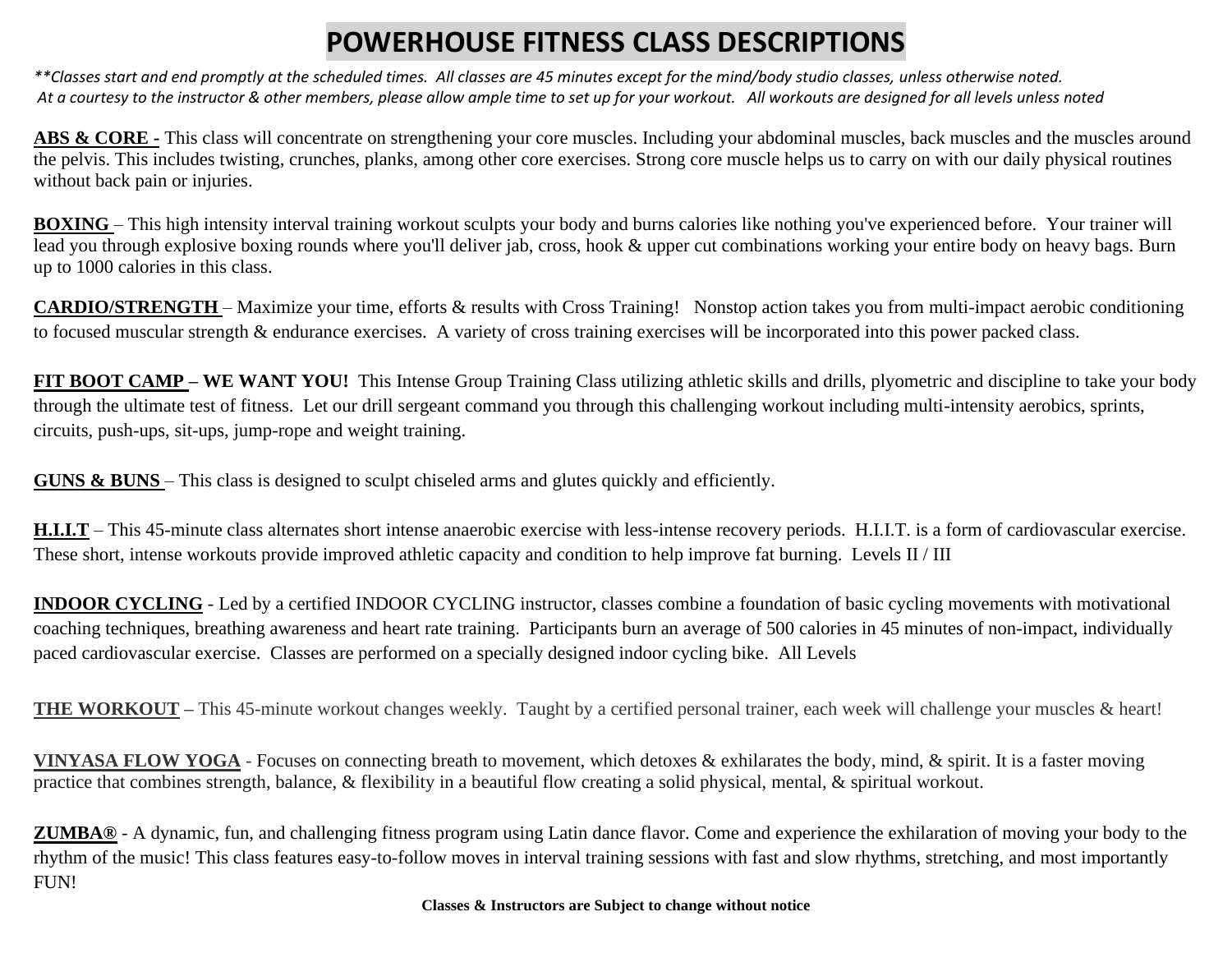# POWERHOUSE FITNESS CLASS DESCRIPTIONS

*\*\*Classes start and end promptly at the scheduled times. All classes are 45 minutes except for the mind/body studio classes, unless otherwise noted. At a courtesy to the instructor & other members, please allow ample time to set up for your workout. All workouts are designed for all levels unless noted*

**ABS & CORE -** This class will concentrate on strengthening your core muscles. Including your abdominal muscles, back muscles and the muscles around the pelvis. This includes twisting, crunches, planks, among other core exercises. Strong core muscle helps us to carry on with our daily physical routines without back pain or injuries.

**BOXING** – This high intensity interval training workout sculpts your body and burns calories like nothing you've experienced before. Your trainer will lead you through explosive boxing rounds where you'll deliver jab, cross, hook & upper cut combinations working your entire body on heavy bags. Burn up to 1000 calories in this class.

**CARDIO/STRENGTH** – Maximize your time, efforts & results with Cross Training! Nonstop action takes you from multi-impact aerobic conditioning to focused muscular strength & endurance exercises. A variety of cross training exercises will be incorporated into this power packed class.

**FIT BOOT CAMP – WE WANT YOU!** This Intense Group Training Class utilizing athletic skills and drills, plyometric and discipline to take your body through the ultimate test of fitness. Let our drill sergeant command you through this challenging workout including multi-intensity aerobics, sprints, circuits, push-ups, sit-ups, jump-rope and weight training.

**GUNS & BUNS** – This class is designed to sculpt chiseled arms and glutes quickly and efficiently.

**H.I.I.T** – This 45-minute class alternates short intense anaerobic exercise with less-intense recovery periods. H.I.I.T. is a form of cardiovascular exercise. These short, intense workouts provide improved athletic capacity and condition to help improve fat burning. Levels II / III

**INDOOR CYCLING** - Led by a certified INDOOR CYCLING instructor, classes combine a foundation of basic cycling movements with motivational coaching techniques, breathing awareness and heart rate training. Participants burn an average of 500 calories in 45 minutes of non-impact, individually paced cardiovascular exercise. Classes are performed on a specially designed indoor cycling bike. All Levels

**THE WORKOUT –** This 45-minute workout changes weekly. Taught by a certified personal trainer, each week will challenge your muscles & heart!

**VINYASA FLOW YOGA** - Focuses on connecting breath to movement, which detoxes & exhilarates the body, mind, & spirit. It is a faster moving practice that combines strength, balance, & flexibility in a beautiful flow creating a solid physical, mental, & spiritual workout.

**ZUMBA®** - A dynamic, fun, and challenging fitness program using Latin dance flavor. Come and experience the exhilaration of moving your body to the rhythm of the music! This class features easy-to-follow moves in interval training sessions with fast and slow rhythms, stretching, and most importantly FUN!

**Classes & Instructors are Subject to change without notice**